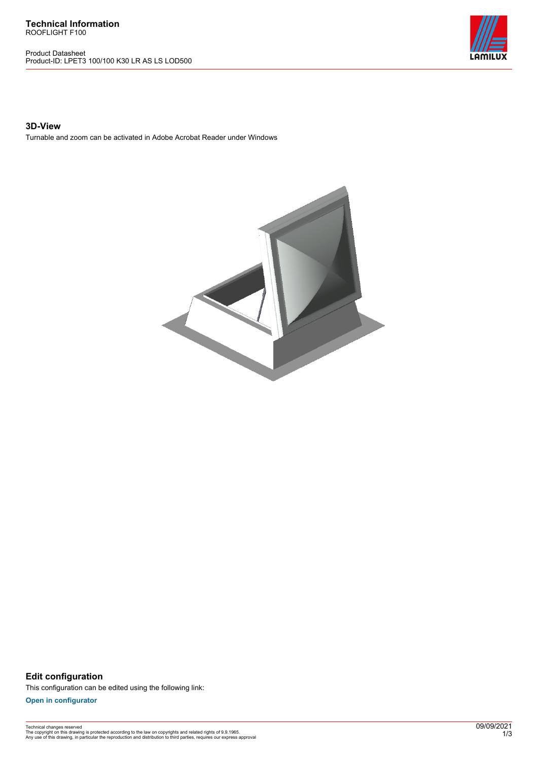**Technical Information**
ROOFLIGHT F100

Product Datasheet
Product-ID: LPET3 100/100 K30 LR AS LS LOD500

### 3D-View

Turnable and zoom can be activated in Adobe Acrobat Reader under Windows

### Edit configuration

This configuration can be edited using the following link:

**Open in configurator**

Technical changes reserved
The copyright on this drawing is protected according to the law on copyrights and related rights of 9.9.1965.
Any use of this drawing, in particular the reproduction and distribution to third parties, requires our express approval

09/09/2021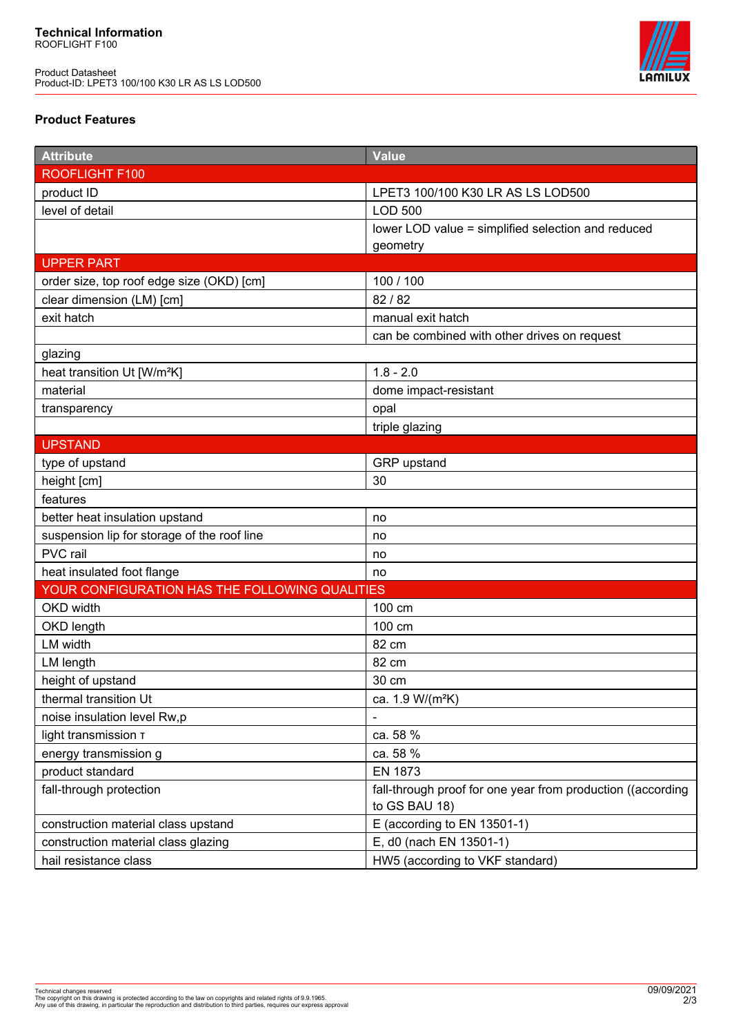**Technical Information**
ROOFLIGHT F100

Product Datasheet
Product-ID: LPET3 100/100 K30 LR AS LS LOD500

## Product Features

| Attribute | Value |
|---|---|
| ROOFLIGHT F100 | |
| product ID | LPET3 100/100 K30 LR AS LS LOD500 |
| level of detail | LOD 500 |
| | lower LOD value = simplified selection and reduced geometry |
| UPPER PART | |
| order size, top roof edge size (OKD) [cm] | 100 / 100 |
| clear dimension (LM) [cm] | 82 / 82 |
| exit hatch | manual exit hatch |
| | can be combined with other drives on request |
| glazing | |
| heat transition Ut [W/m²K] | 1.8 - 2.0 |
| material | dome impact-resistant |
| transparency | opal |
| | triple glazing |
| UPSTAND | |
| type of upstand | GRP upstand |
| height [cm] | 30 |
| features | |
| better heat insulation upstand | no |
| suspension lip for storage of the roof line | no |
| PVC rail | no |
| heat insulated foot flange | no |
| YOUR CONFIGURATION HAS THE FOLLOWING QUALITIES | |
| OKD width | 100 cm |
| OKD length | 100 cm |
| LM width | 82 cm |
| LM length | 82 cm |
| height of upstand | 30 cm |
| thermal transition Ut | ca. 1.9 W/(m²K) |
| noise insulation level Rw,p | - |
| light transmission τ | ca. 58 % |
| energy transmission g | ca. 58 % |
| product standard | EN 1873 |
| fall-through protection | fall-through proof for one year from production ((according to GS BAU 18) |
| construction material class upstand | E (according to EN 13501-1) |
| construction material class glazing | E, d0 (nach EN 13501-1) |
| hail resistance class | HW5 (according to VKF standard) |

Technical changes reserved
The copyright on this drawing is protected according to the law on copyrights and related rights of 9.9.1965.
Any use of this drawing, in particular the reproduction and distribution to third parties, requires our express approval

09/09/2021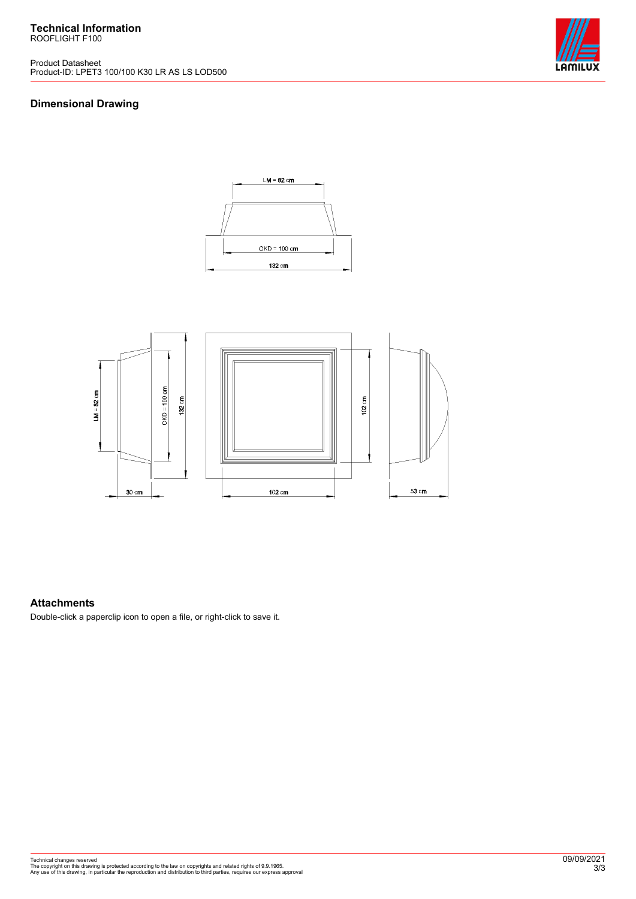# Technical Information

ROOFLIGHT F100

Product Datasheet
Product-ID: LPET3 100/100 K30 LR AS LS LOD500

## Dimensional Drawing

LM = 82 cm

OKD = 100 cm

132 cm

LM = 82 cm

OKD = 100 cm

132 cm

102 cm

30 cm

102 cm

53 cm

## Attachments

Double-click a paperclip icon to open a file, or right-click to save it.

Technical changes reserved
The copyright on this drawing is protected according to the law on copyrights and related rights of 9.9.1965.
Any use of this drawing, in particular the reproduction and distribution to third parties, requires our express approval

09/09/2021